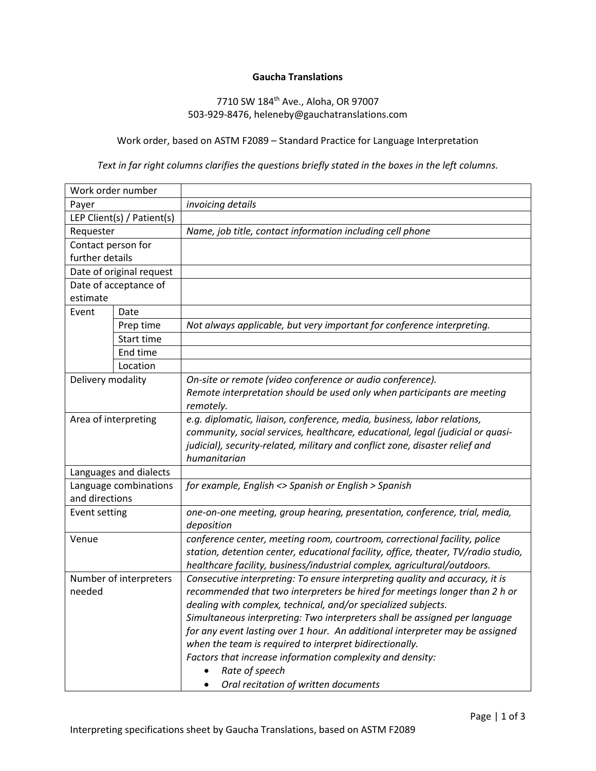**Gaucha Translations**

7710 SW 184th Ave., Aloha, OR 97007
503-929-8476, heleneby@gauchatranslations.com

Work order, based on ASTM F2089 – Standard Practice for Language Interpretation

*Text in far right columns clarifies the questions briefly stated in the boxes in the left columns.*

| | | |
|---|---|---|
| Work order number | | |
| Payer | | *invoicing details* |
| LEP Client(s) / Patient(s) | | |
| Requester | | *Name, job title, contact information including cell phone* |
| Contact person for further details | | |
| Date of original request | | |
| Date of acceptance of estimate | | |
| Event | Date | |
| | Prep time | *Not always applicable, but very important for conference interpreting.* |
| | Start time | |
| | End time | |
| | Location | |
| Delivery modality | | *On-site or remote (video conference or audio conference).* *Remote interpretation should be used only when participants are meeting remotely.* |
| Area of interpreting | | *e.g. diplomatic, liaison, conference, media, business, labor relations, community, social services, healthcare, educational, legal (judicial or quasi-judicial), security-related, military and conflict zone, disaster relief and humanitarian* |
| Languages and dialects | | |
| Language combinations and directions | | *for example, English <> Spanish or English > Spanish* |
| Event setting | | *one-on-one meeting, group hearing, presentation, conference, trial, media, deposition* |
| Venue | | *conference center, meeting room, courtroom, correctional facility, police station, detention center, educational facility, office, theater, TV/radio studio, healthcare facility, business/industrial complex, agricultural/outdoors.* |
| Number of interpreters needed | | *Consecutive interpreting: To ensure interpreting quality and accuracy, it is recommended that two interpreters be hired for meetings longer than 2 h or dealing with complex, technical, and/or specialized subjects.* *Simultaneous interpreting: Two interpreters shall be assigned per language for any event lasting over 1 hour. An additional interpreter may be assigned when the team is required to interpret bidirectionally.* *Factors that increase information complexity and density:* • *Rate of speech* • *Oral recitation of written documents* |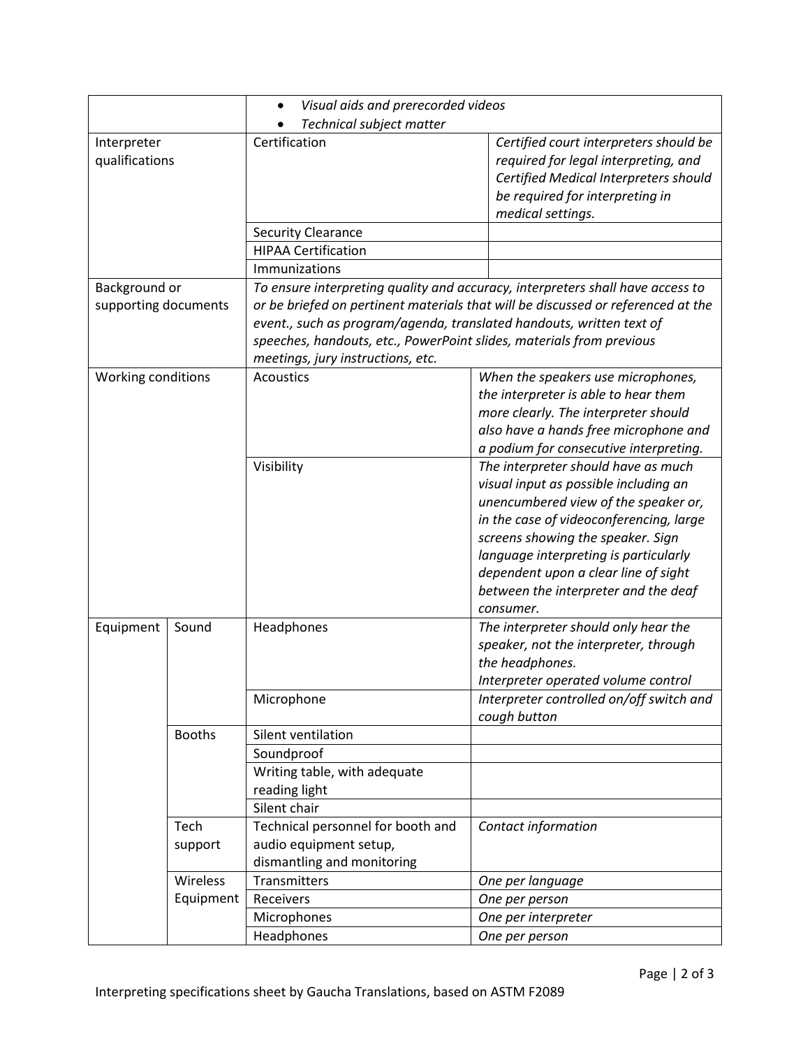| | | | |
|---|---|---|---|
| | | • *Visual aids and prerecorded videos*<br>• *Technical subject matter* | |
| Interpreter qualifications | | Certification | *Certified court interpreters should be required for legal interpreting, and Certified Medical Interpreters should be required for interpreting in medical settings.* |
| | | Security Clearance | |
| | | HIPAA Certification | |
| | | Immunizations | |
| Background or supporting documents | | *To ensure interpreting quality and accuracy, interpreters shall have access to or be briefed on pertinent materials that will be discussed or referenced at the event., such as program/agenda, translated handouts, written text of speeches, handouts, etc., PowerPoint slides, materials from previous meetings, jury instructions, etc.* | |
| Working conditions | | Acoustics | *When the speakers use microphones, the interpreter is able to hear them more clearly. The interpreter should also have a hands free microphone and a podium for consecutive interpreting.* |
| | | Visibility | *The interpreter should have as much visual input as possible including an unencumbered view of the speaker or, in the case of videoconferencing, large screens showing the speaker. Sign language interpreting is particularly dependent upon a clear line of sight between the interpreter and the deaf consumer.* |
| Equipment | Sound | Headphones | *The interpreter should only hear the speaker, not the interpreter, through the headphones.*<br>*Interpreter operated volume control* |
| | | Microphone | *Interpreter controlled on/off switch and cough button* |
| | Booths | Silent ventilation | |
| | | Soundproof | |
| | | Writing table, with adequate reading light | |
| | | Silent chair | |
| | Tech support | Technical personnel for booth and audio equipment setup, dismantling and monitoring | *Contact information* |
| | Wireless Equipment | Transmitters | *One per language* |
| | | Receivers | *One per person* |
| | | Microphones | *One per interpreter* |
| | | Headphones | *One per person* |

Interpreting specifications sheet by Gaucha Translations, based on ASTM F2089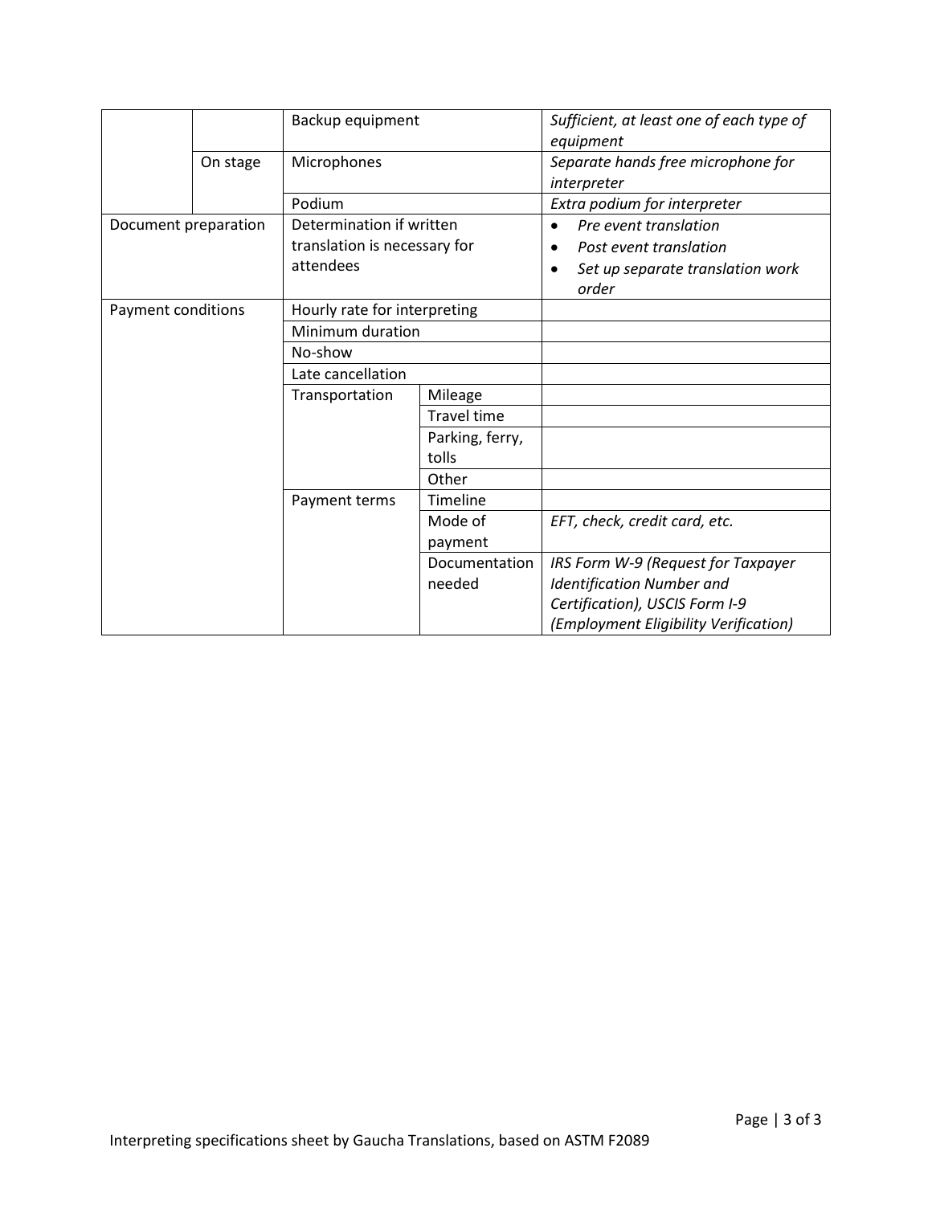| | | | | |
|---|---|---|---|---|
| | | Backup equipment | | *Sufficient, at least one of each type of equipment* |
| | On stage | Microphones | | *Separate hands free microphone for interpreter* |
| | | Podium | | *Extra podium for interpreter* |
| Document preparation | | Determination if written translation is necessary for attendees | | • *Pre event translation*<br>• *Post event translation*<br>• *Set up separate translation work order* |
| Payment conditions | | Hourly rate for interpreting | | |
| | | Minimum duration | | |
| | | No-show | | |
| | | Late cancellation | | |
| | | Transportation | Mileage | |
| | | | Travel time | |
| | | | Parking, ferry, tolls | |
| | | | Other | |
| | | Payment terms | Timeline | |
| | | | Mode of payment | *EFT, check, credit card, etc.* |
| | | | Documentation needed | *IRS Form W-9 (Request for Taxpayer Identification Number and Certification), USCIS Form I-9 (Employment Eligibility Verification)* |